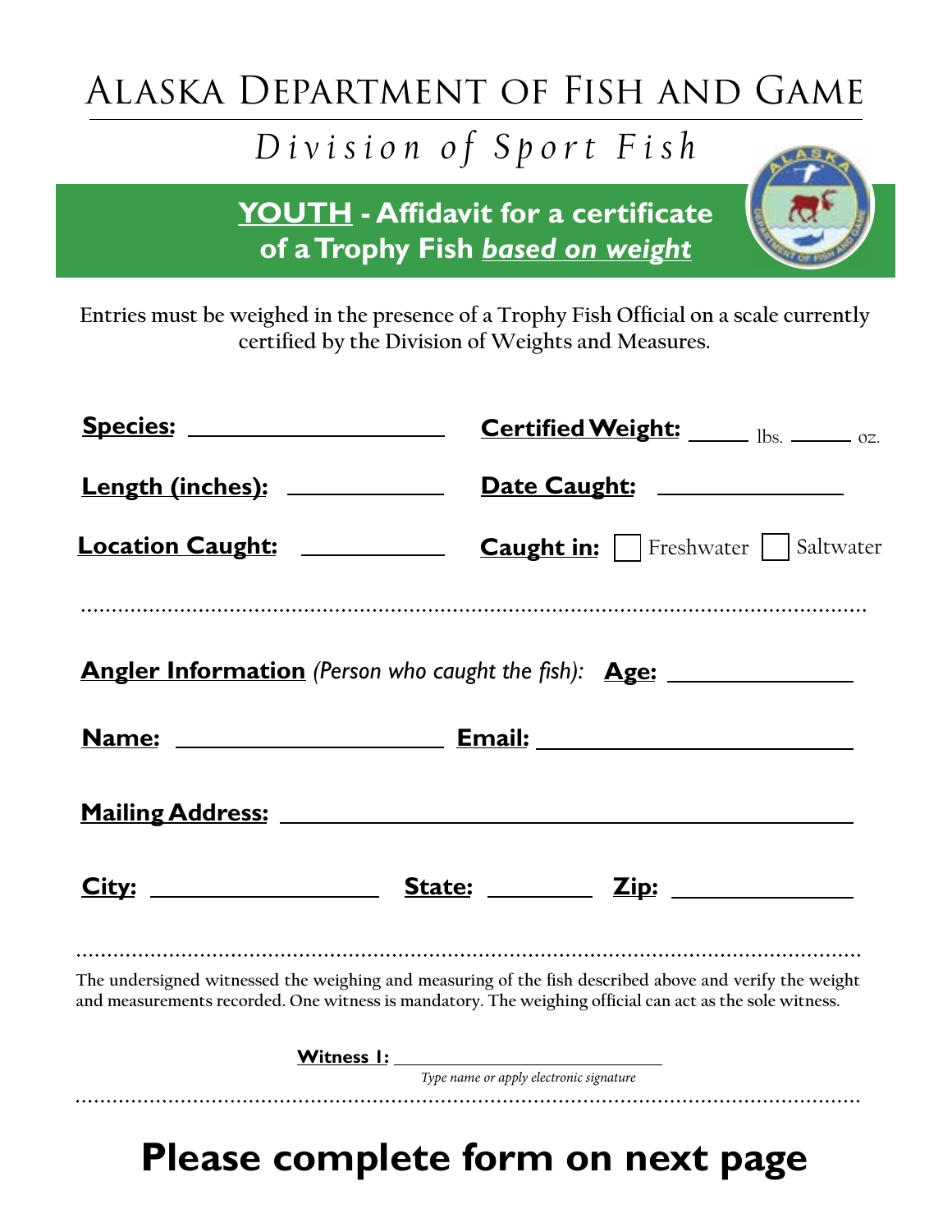# Alaska Department of Fish and Game

## *Division of Sport Fish*

## **YOUTH - Affidavit for a certificate of a Trophy Fish *based on weight***

Entries must be weighed in the presence of a Trophy Fish Official on a scale currently certified by the Division of Weights and Measures.

**Species:** ____________________

**Certified Weight:** _____ lbs. _____ oz.

**Length (inches):** ____________

**Date Caught:** ______________

**Location Caught:** ___________

**Caught in:** ☐ Freshwater ☐ Saltwater

---

**Angler Information** *(Person who caught the fish)*: **Age:** ______________

**Name:** ______________________ **Email:** ________________________

**Mailing Address:** ____________________________________________

**City:** __________________ **State:** ________ **Zip:** _____________

---

The undersigned witnessed the weighing and measuring of the fish described above and verify the weight and measurements recorded. One witness is mandatory. The weighing official can act as the sole witness.

**Witness 1:** ______________________________

*Type name or apply electronic signature*

---

# Please complete form on next page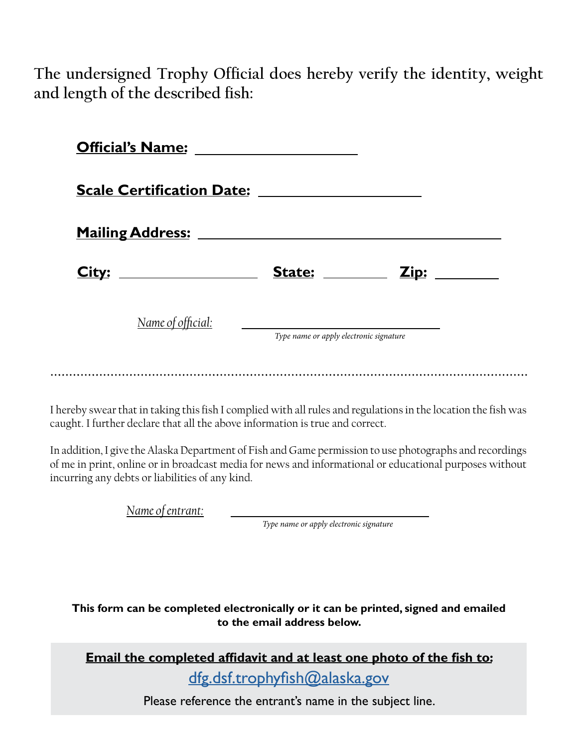The undersigned Trophy Official does hereby verify the identity, weight and length of the described fish:

**Official's Name:** ____________________

**Scale Certification Date:** ____________________

**Mailing Address:** ________________________________________

**City:** ____________________ **State:** __________ **Zip:** __________

*Name of official:* ______________________________
*Type name or apply electronic signature*

---

I hereby swear that in taking this fish I complied with all rules and regulations in the location the fish was caught. I further declare that all the above information is true and correct.

In addition, I give the Alaska Department of Fish and Game permission to use photographs and recordings of me in print, online or in broadcast media for news and informational or educational purposes without incurring any debts or liabilities of any kind.

*Name of entrant:* ______________________________
*Type name or apply electronic signature*

**This form can be completed electronically or it can be printed, signed and emailed to the email address below.**

**Email the completed affidavit and at least one photo of the fish to:**

dfg.dsf.trophyfish@alaska.gov

Please reference the entrant's name in the subject line.